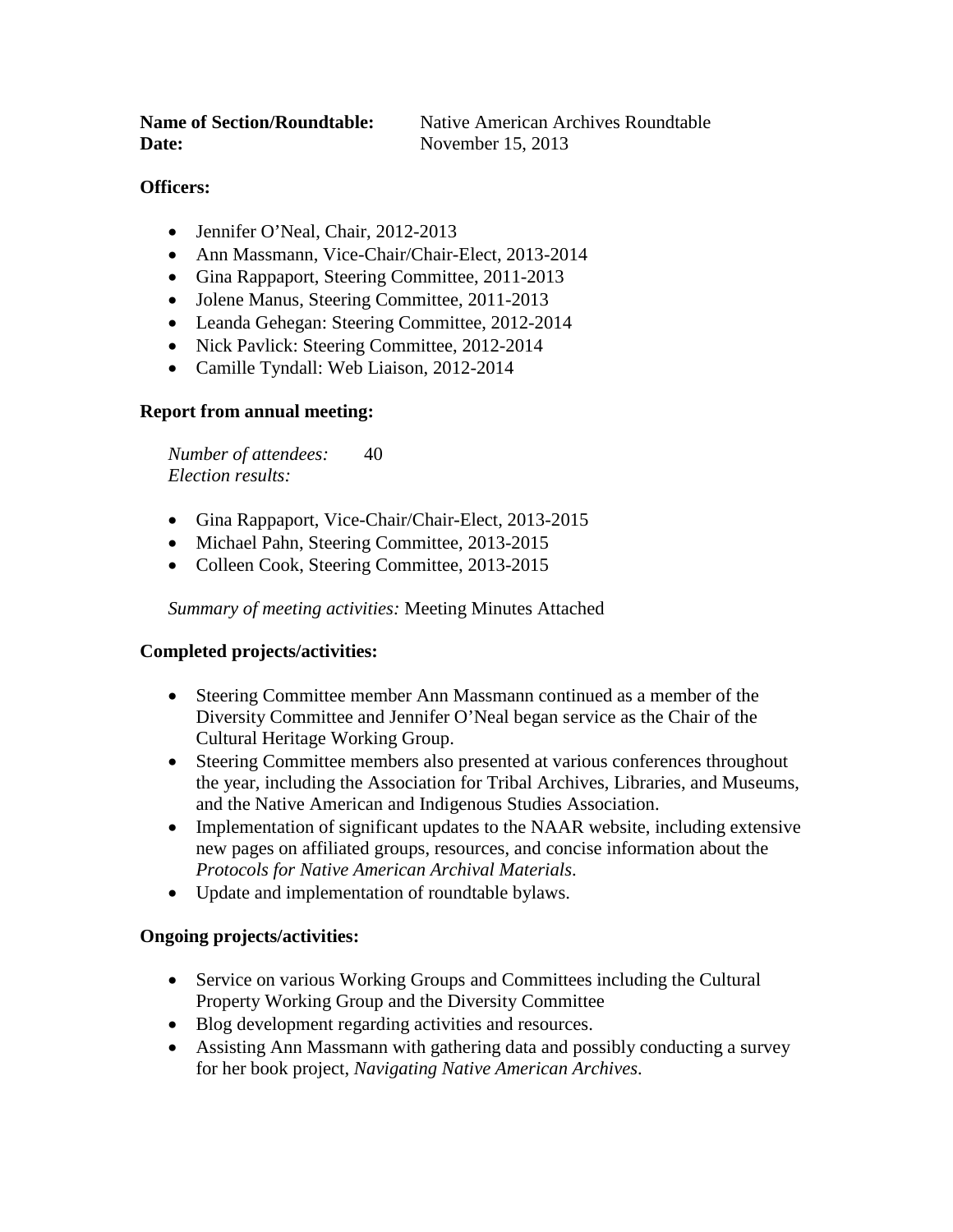**Name of Section/Roundtable:** Native American Archives Roundtable
**Date:** November 15, 2013

**Officers:**

- Jennifer O'Neal, Chair, 2012-2013
- Ann Massmann, Vice-Chair/Chair-Elect, 2013-2014
- Gina Rappaport, Steering Committee, 2011-2013
- Jolene Manus, Steering Committee, 2011-2013
- Leanda Gehegan: Steering Committee, 2012-2014
- Nick Pavlick: Steering Committee, 2012-2014
- Camille Tyndall: Web Liaison, 2012-2014

**Report from annual meeting:**

*Number of attendees:* 40
*Election results:*

- Gina Rappaport, Vice-Chair/Chair-Elect, 2013-2015
- Michael Pahn, Steering Committee, 2013-2015
- Colleen Cook, Steering Committee, 2013-2015

*Summary of meeting activities:* Meeting Minutes Attached

**Completed projects/activities:**

- Steering Committee member Ann Massmann continued as a member of the Diversity Committee and Jennifer O'Neal began service as the Chair of the Cultural Heritage Working Group.
- Steering Committee members also presented at various conferences throughout the year, including the Association for Tribal Archives, Libraries, and Museums, and the Native American and Indigenous Studies Association.
- Implementation of significant updates to the NAAR website, including extensive new pages on affiliated groups, resources, and concise information about the *Protocols for Native American Archival Materials*.
- Update and implementation of roundtable bylaws.

**Ongoing projects/activities:**

- Service on various Working Groups and Committees including the Cultural Property Working Group and the Diversity Committee
- Blog development regarding activities and resources.
- Assisting Ann Massmann with gathering data and possibly conducting a survey for her book project, *Navigating Native American Archives*.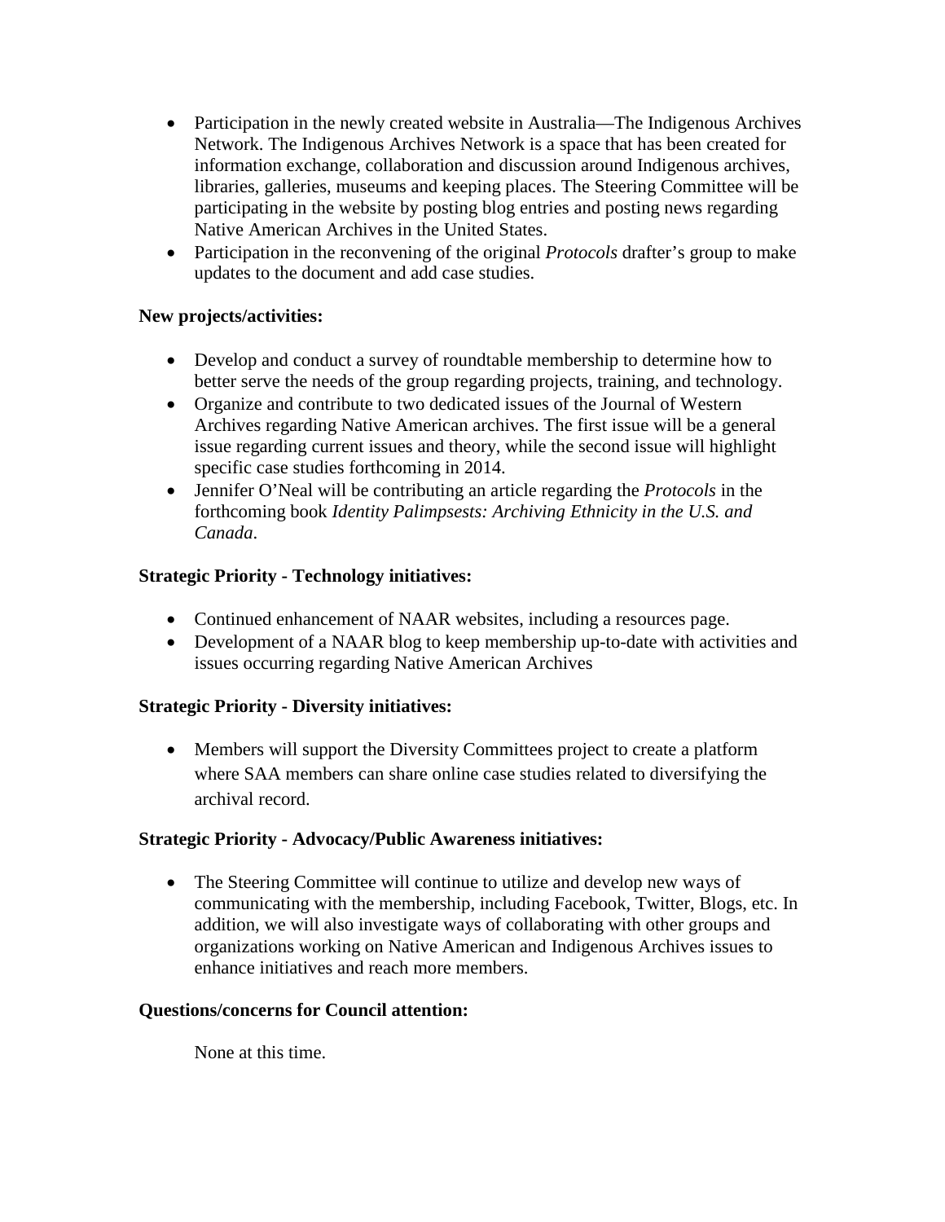- Participation in the newly created website in Australia—The Indigenous Archives Network. The Indigenous Archives Network is a space that has been created for information exchange, collaboration and discussion around Indigenous archives, libraries, galleries, museums and keeping places. The Steering Committee will be participating in the website by posting blog entries and posting news regarding Native American Archives in the United States.
- Participation in the reconvening of the original *Protocols* drafter's group to make updates to the document and add case studies.

**New projects/activities:**

- Develop and conduct a survey of roundtable membership to determine how to better serve the needs of the group regarding projects, training, and technology.
- Organize and contribute to two dedicated issues of the Journal of Western Archives regarding Native American archives. The first issue will be a general issue regarding current issues and theory, while the second issue will highlight specific case studies forthcoming in 2014.
- Jennifer O'Neal will be contributing an article regarding the *Protocols* in the forthcoming book *Identity Palimpsests: Archiving Ethnicity in the U.S. and Canada*.

**Strategic Priority - Technology initiatives:**

- Continued enhancement of NAAR websites, including a resources page.
- Development of a NAAR blog to keep membership up-to-date with activities and issues occurring regarding Native American Archives

**Strategic Priority - Diversity initiatives:**

- Members will support the Diversity Committees project to create a platform where SAA members can share online case studies related to diversifying the archival record.

**Strategic Priority - Advocacy/Public Awareness initiatives:**

- The Steering Committee will continue to utilize and develop new ways of communicating with the membership, including Facebook, Twitter, Blogs, etc. In addition, we will also investigate ways of collaborating with other groups and organizations working on Native American and Indigenous Archives issues to enhance initiatives and reach more members.

**Questions/concerns for Council attention:**

None at this time.